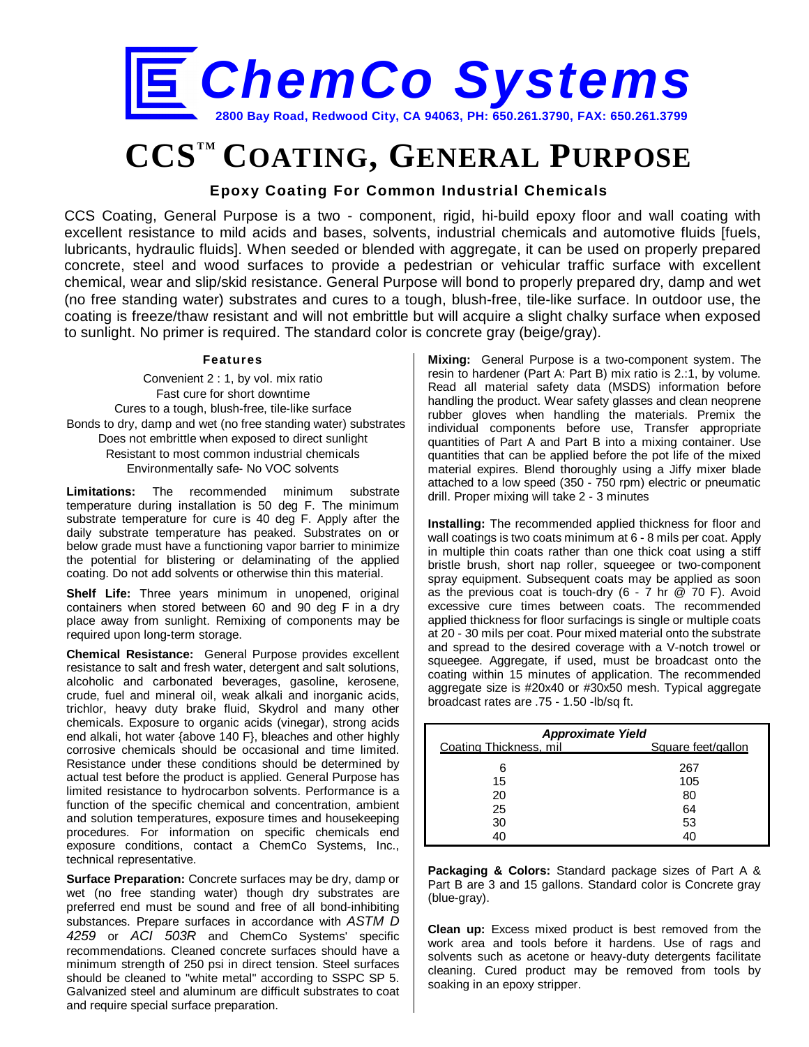# ChemCo Systems

**2800 Bay Road, Redwood City, CA 94063, PH: 650.261.3790, FAX: 650.261.3799**

# CCS™ COATING, GENERAL PURPOSE

### Epoxy Coating For Common Industrial Chemicals

CCS Coating, General Purpose is a two - component, rigid, hi-build epoxy floor and wall coating with excellent resistance to mild acids and bases, solvents, industrial chemicals and automotive fluids [fuels, lubricants, hydraulic fluids]. When seeded or blended with aggregate, it can be used on properly prepared concrete, steel and wood surfaces to provide a pedestrian or vehicular traffic surface with excellent chemical, wear and slip/skid resistance. General Purpose will bond to properly prepared dry, damp and wet (no free standing water) substrates and cures to a tough, blush-free, tile-like surface. In outdoor use, the coating is freeze/thaw resistant and will not embrittle but will acquire a slight chalky surface when exposed to sunlight. No primer is required. The standard color is concrete gray (beige/gray).

#### Features

Convenient 2 : 1, by vol. mix ratio
Fast cure for short downtime
Cures to a tough, blush-free, tile-like surface
Bonds to dry, damp and wet (no free standing water) substrates
Does not embrittle when exposed to direct sunlight
Resistant to most common industrial chemicals
Environmentally safe- No VOC solvents

**Limitations:** The recommended minimum substrate temperature during installation is 50 deg F. The minimum substrate temperature for cure is 40 deg F. Apply after the daily substrate temperature has peaked. Substrates on or below grade must have a functioning vapor barrier to minimize the potential for blistering or delaminating of the applied coating. Do not add solvents or otherwise thin this material.

**Shelf Life:** Three years minimum in unopened, original containers when stored between 60 and 90 deg F in a dry place away from sunlight. Remixing of components may be required upon long-term storage.

**Chemical Resistance:** General Purpose provides excellent resistance to salt and fresh water, detergent and salt solutions, alcoholic and carbonated beverages, gasoline, kerosene, crude, fuel and mineral oil, weak alkali and inorganic acids, trichlor, heavy duty brake fluid, Skydrol and many other chemicals. Exposure to organic acids (vinegar), strong acids end alkali, hot water {above 140 F}, bleaches and other highly corrosive chemicals should be occasional and time limited. Resistance under these conditions should be determined by actual test before the product is applied. General Purpose has limited resistance to hydrocarbon solvents. Performance is a function of the specific chemical and concentration, ambient and solution temperatures, exposure times and housekeeping procedures. For information on specific chemicals end exposure conditions, contact a ChemCo Systems, Inc., technical representative.

**Surface Preparation:** Concrete surfaces may be dry, damp or wet (no free standing water) though dry substrates are preferred end must be sound and free of all bond-inhibiting substances. Prepare surfaces in accordance with *ASTM D 4259* or *ACI 503R* and ChemCo Systems' specific recommendations. Cleaned concrete surfaces should have a minimum strength of 250 psi in direct tension. Steel surfaces should be cleaned to "white metal" according to SSPC SP 5. Galvanized steel and aluminum are difficult substrates to coat and require special surface preparation.

**Mixing:** General Purpose is a two-component system. The resin to hardener (Part A: Part B) mix ratio is 2.:1, by volume. Read all material safety data (MSDS) information before handling the product. Wear safety glasses and clean neoprene rubber gloves when handling the materials. Premix the individual components before use, Transfer appropriate quantities of Part A and Part B into a mixing container. Use quantities that can be applied before the pot life of the mixed material expires. Blend thoroughly using a Jiffy mixer blade attached to a low speed (350 - 750 rpm) electric or pneumatic drill. Proper mixing will take 2 - 3 minutes

**Installing:** The recommended applied thickness for floor and wall coatings is two coats minimum at 6 - 8 mils per coat. Apply in multiple thin coats rather than one thick coat using a stiff bristle brush, short nap roller, squeegee or two-component spray equipment. Subsequent coats may be applied as soon as the previous coat is touch-dry (6 - 7 hr @ 70 F). Avoid excessive cure times between coats. The recommended applied thickness for floor surfacings is single or multiple coats at 20 - 30 mils per coat. Pour mixed material onto the substrate and spread to the desired coverage with a V-notch trowel or squeegee. Aggregate, if used, must be broadcast onto the coating within 15 minutes of application. The recommended aggregate size is #20x40 or #30x50 mesh. Typical aggregate broadcast rates are .75 - 1.50 -lb/sq ft.

***Approximate Yield***

| Coating Thickness, mil | Square feet/gallon |
|---|---|
| 6 | 267 |
| 15 | 105 |
| 20 | 80 |
| 25 | 64 |
| 30 | 53 |
| 40 | 40 |

**Packaging & Colors:** Standard package sizes of Part A & Part B are 3 and 15 gallons. Standard color is Concrete gray (blue-gray).

**Clean up:** Excess mixed product is best removed from the work area and tools before it hardens. Use of rags and solvents such as acetone or heavy-duty detergents facilitate cleaning. Cured product may be removed from tools by soaking in an epoxy stripper.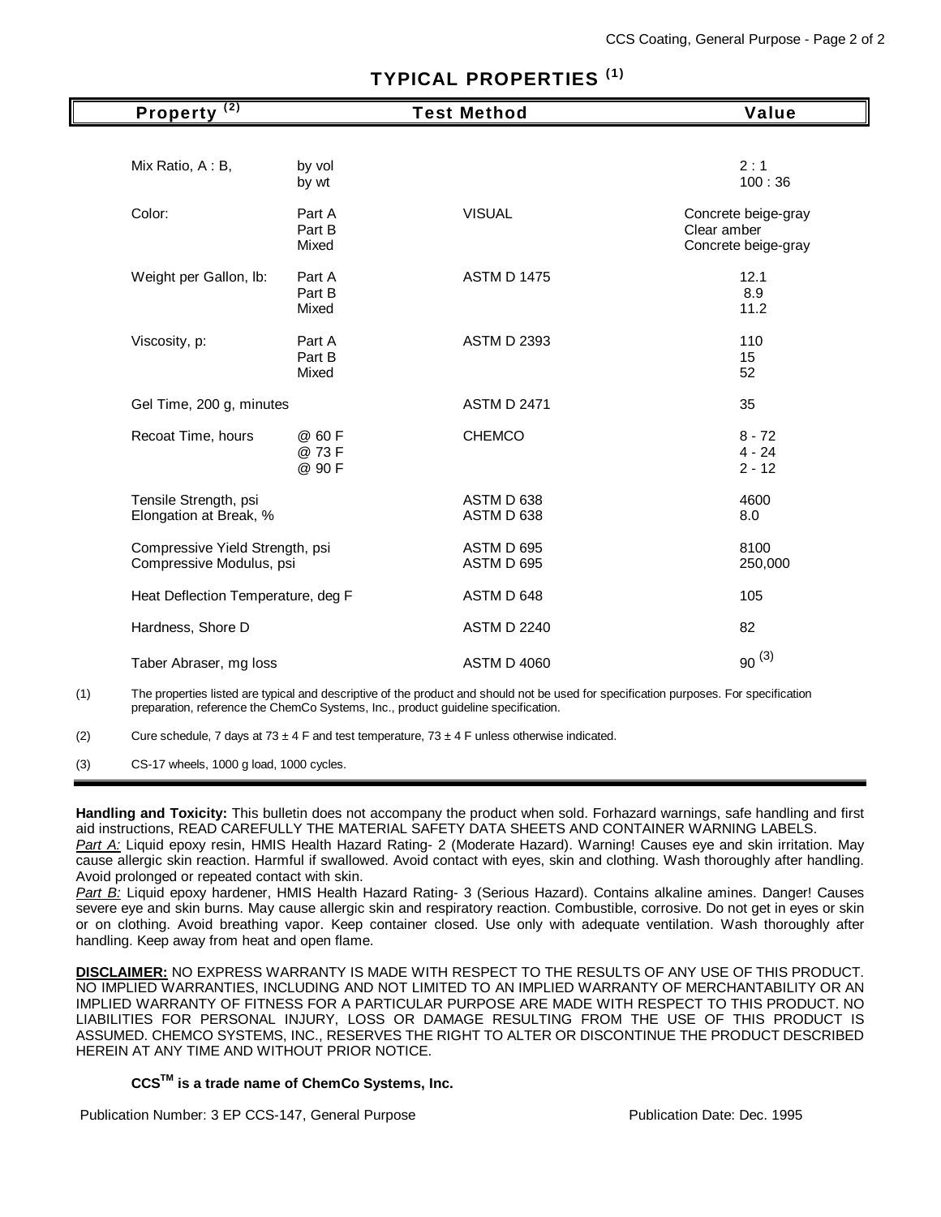# TYPICAL PROPERTIES [1]

| Property [2] | | Test Method | Value |
|---|---|---|---|
| Mix Ratio, A : B, | by vol<br>by wt | | 2 : 1<br>100 : 36 |
| Color: | Part A<br>Part B<br>Mixed | VISUAL | Concrete beige-gray<br>Clear amber<br>Concrete beige-gray |
| Weight per Gallon, lb: | Part A<br>Part B<br>Mixed | ASTM D 1475 | 12.1<br>8.9<br>11.2 |
| Viscosity, p: | Part A<br>Part B<br>Mixed | ASTM D 2393 | 110<br>15<br>52 |
| Gel Time, 200 g, minutes | | ASTM D 2471 | 35 |
| Recoat Time, hours | @ 60 F<br>@ 73 F<br>@ 90 F | CHEMCO | 8 - 72<br>4 - 24<br>2 - 12 |
| Tensile Strength, psi<br>Elongation at Break, % | | ASTM D 638<br>ASTM D 638 | 4600<br>8.0 |
| Compressive Yield Strength, psi<br>Compressive Modulus, psi | | ASTM D 695<br>ASTM D 695 | 8100<br>250,000 |
| Heat Deflection Temperature, deg F | | ASTM D 648 | 105 |
| Hardness, Shore D | | ASTM D 2240 | 82 |
| Taber Abraser, mg loss | | ASTM D 4060 | 90 [3] |

(1) The properties listed are typical and descriptive of the product and should not be used for specification purposes. For specification preparation, reference the ChemCo Systems, Inc., product guideline specification.

(2) Cure schedule, 7 days at 73 ± 4 F and test temperature, 73 ± 4 F unless otherwise indicated.

(3) CS-17 wheels, 1000 g load, 1000 cycles.

**Handling and Toxicity:** This bulletin does not accompany the product when sold. Forhazard warnings, safe handling and first aid instructions, READ CAREFULLY THE MATERIAL SAFETY DATA SHEETS AND CONTAINER WARNING LABELS.

*Part A:* Liquid epoxy resin, HMIS Health Hazard Rating- 2 (Moderate Hazard). Warning! Causes eye and skin irritation. May cause allergic skin reaction. Harmful if swallowed. Avoid contact with eyes, skin and clothing. Wash thoroughly after handling. Avoid prolonged or repeated contact with skin.

*Part B:* Liquid epoxy hardener, HMIS Health Hazard Rating- 3 (Serious Hazard). Contains alkaline amines. Danger! Causes severe eye and skin burns. May cause allergic skin and respiratory reaction. Combustible, corrosive. Do not get in eyes or skin or on clothing. Avoid breathing vapor. Keep container closed. Use only with adequate ventilation. Wash thoroughly after handling. Keep away from heat and open flame.

**DISCLAIMER:** NO EXPRESS WARRANTY IS MADE WITH RESPECT TO THE RESULTS OF ANY USE OF THIS PRODUCT. NO IMPLIED WARRANTIES, INCLUDING AND NOT LIMITED TO AN IMPLIED WARRANTY OF MERCHANTABILITY OR AN IMPLIED WARRANTY OF FITNESS FOR A PARTICULAR PURPOSE ARE MADE WITH RESPECT TO THIS PRODUCT. NO LIABILITIES FOR PERSONAL INJURY, LOSS OR DAMAGE RESULTING FROM THE USE OF THIS PRODUCT IS ASSUMED. CHEMCO SYSTEMS, INC., RESERVES THE RIGHT TO ALTER OR DISCONTINUE THE PRODUCT DESCRIBED HEREIN AT ANY TIME AND WITHOUT PRIOR NOTICE.

**CCS™ is a trade name of ChemCo Systems, Inc.**

Publication Number: 3 EP CCS-147, General Purpose  Publication Date: Dec. 1995